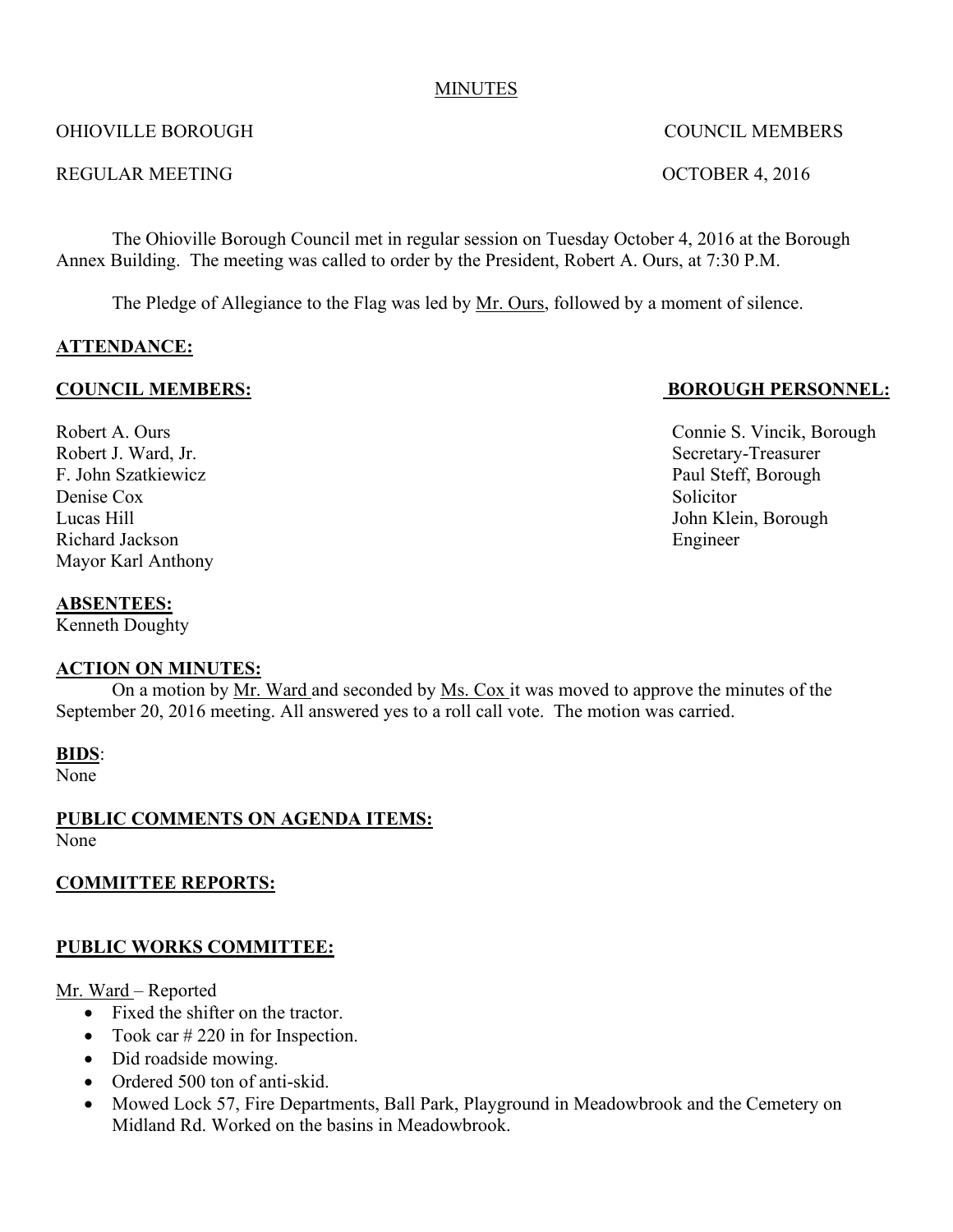MINUTES

OHIOVILLE BOROUGH COUNCIL MEMBERS

REGULAR MEETING OCTOBER 4, 2016

The Ohioville Borough Council met in regular session on Tuesday October 4, 2016 at the Borough Annex Building. The meeting was called to order by the President, Robert A. Ours, at 7:30 P.M.

The Pledge of Allegiance to the Flag was led by Mr. Ours, followed by a moment of silence.

**ATTENDANCE:**

**COUNCIL MEMBERS:**

Robert A. Ours
Robert J. Ward, Jr.
F. John Szatkiewicz
Denise Cox
Lucas Hill
Richard Jackson
Mayor Karl Anthony

**BOROUGH PERSONNEL:**

Connie S. Vincik, Borough Secretary-Treasurer
Paul Steff, Borough Solicitor
John Klein, Borough Engineer

**ABSENTEES:**
Kenneth Doughty

**ACTION ON MINUTES:**

On a motion by Mr. Ward and seconded by Ms. Cox it was moved to approve the minutes of the September 20, 2016 meeting. All answered yes to a roll call vote. The motion was carried.

**BIDS**:
None

**PUBLIC COMMENTS ON AGENDA ITEMS:**
None

**COMMITTEE REPORTS:**

**PUBLIC WORKS COMMITTEE:**

Mr. Ward – Reported

- Fixed the shifter on the tractor.
- Took car # 220 in for Inspection.
- Did roadside mowing.
- Ordered 500 ton of anti-skid.
- Mowed Lock 57, Fire Departments, Ball Park, Playground in Meadowbrook and the Cemetery on Midland Rd. Worked on the basins in Meadowbrook.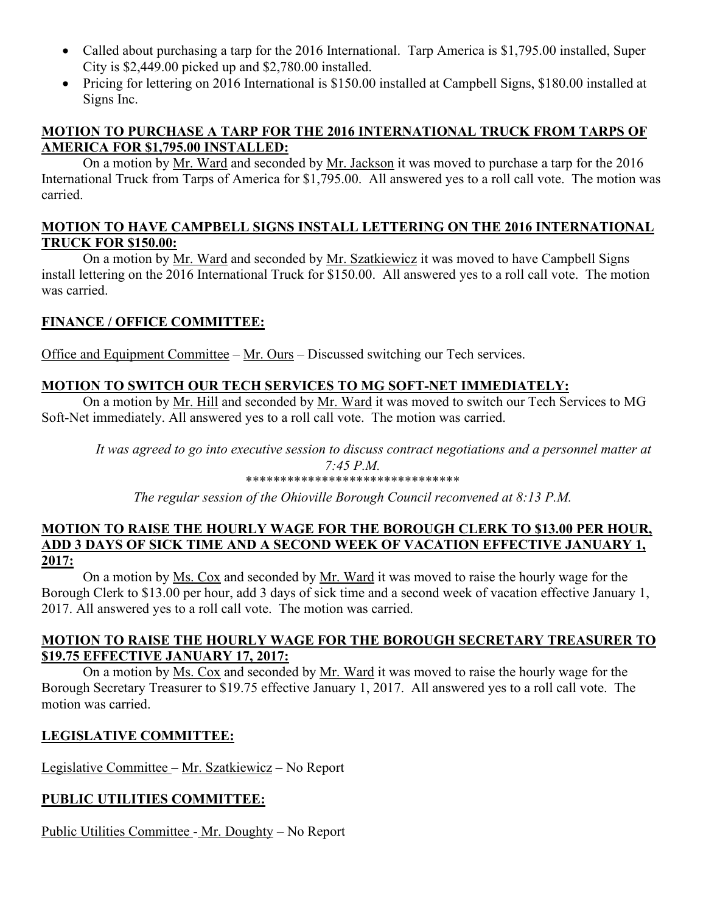- Called about purchasing a tarp for the 2016 International. Tarp America is $1,795.00 installed, Super City is $2,449.00 picked up and $2,780.00 installed.
- Pricing for lettering on 2016 International is $150.00 installed at Campbell Signs, $180.00 installed at Signs Inc.

**MOTION TO PURCHASE A TARP FOR THE 2016 INTERNATIONAL TRUCK FROM TARPS OF AMERICA FOR $1,795.00 INSTALLED:**

On a motion by Mr. Ward and seconded by Mr. Jackson it was moved to purchase a tarp for the 2016 International Truck from Tarps of America for $1,795.00. All answered yes to a roll call vote. The motion was carried.

**MOTION TO HAVE CAMPBELL SIGNS INSTALL LETTERING ON THE 2016 INTERNATIONAL TRUCK FOR $150.00:**

On a motion by Mr. Ward and seconded by Mr. Szatkiewicz it was moved to have Campbell Signs install lettering on the 2016 International Truck for $150.00. All answered yes to a roll call vote. The motion was carried.

**FINANCE / OFFICE COMMITTEE:**

Office and Equipment Committee – Mr. Ours – Discussed switching our Tech services.

**MOTION TO SWITCH OUR TECH SERVICES TO MG SOFT-NET IMMEDIATELY:**

On a motion by Mr. Hill and seconded by Mr. Ward it was moved to switch our Tech Services to MG Soft-Net immediately. All answered yes to a roll call vote. The motion was carried.

*It was agreed to go into executive session to discuss contract negotiations and a personnel matter at 7:45 P.M.*

********************************

*The regular session of the Ohioville Borough Council reconvened at 8:13 P.M.*

**MOTION TO RAISE THE HOURLY WAGE FOR THE BOROUGH CLERK TO $13.00 PER HOUR, ADD 3 DAYS OF SICK TIME AND A SECOND WEEK OF VACATION EFFECTIVE JANUARY 1, 2017:**

On a motion by Ms. Cox and seconded by Mr. Ward it was moved to raise the hourly wage for the Borough Clerk to $13.00 per hour, add 3 days of sick time and a second week of vacation effective January 1, 2017. All answered yes to a roll call vote. The motion was carried.

**MOTION TO RAISE THE HOURLY WAGE FOR THE BOROUGH SECRETARY TREASURER TO $19.75 EFFECTIVE JANUARY 17, 2017:**

On a motion by Ms. Cox and seconded by Mr. Ward it was moved to raise the hourly wage for the Borough Secretary Treasurer to $19.75 effective January 1, 2017. All answered yes to a roll call vote. The motion was carried.

**LEGISLATIVE COMMITTEE:**

Legislative Committee – Mr. Szatkiewicz – No Report

**PUBLIC UTILITIES COMMITTEE:**

Public Utilities Committee - Mr. Doughty – No Report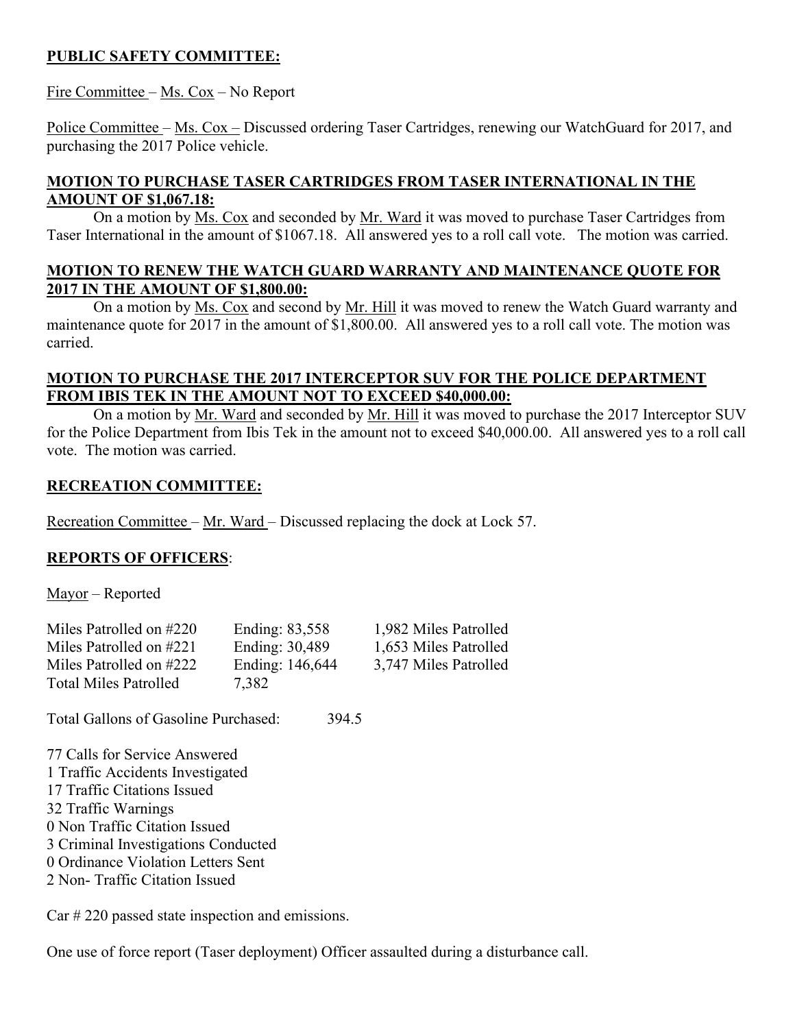**PUBLIC SAFETY COMMITTEE:**

Fire Committee – Ms. Cox – No Report

Police Committee – Ms. Cox – Discussed ordering Taser Cartridges, renewing our WatchGuard for 2017, and purchasing the 2017 Police vehicle.

**MOTION TO PURCHASE TASER CARTRIDGES FROM TASER INTERNATIONAL IN THE AMOUNT OF $1,067.18:**

On a motion by Ms. Cox and seconded by Mr. Ward it was moved to purchase Taser Cartridges from Taser International in the amount of $1067.18. All answered yes to a roll call vote. The motion was carried.

**MOTION TO RENEW THE WATCH GUARD WARRANTY AND MAINTENANCE QUOTE FOR 2017 IN THE AMOUNT OF $1,800.00:**

On a motion by Ms. Cox and second by Mr. Hill it was moved to renew the Watch Guard warranty and maintenance quote for 2017 in the amount of $1,800.00. All answered yes to a roll call vote. The motion was carried.

**MOTION TO PURCHASE THE 2017 INTERCEPTOR SUV FOR THE POLICE DEPARTMENT FROM IBIS TEK IN THE AMOUNT NOT TO EXCEED $40,000.00:**

On a motion by Mr. Ward and seconded by Mr. Hill it was moved to purchase the 2017 Interceptor SUV for the Police Department from Ibis Tek in the amount not to exceed $40,000.00. All answered yes to a roll call vote. The motion was carried.

**RECREATION COMMITTEE:**

Recreation Committee – Mr. Ward – Discussed replacing the dock at Lock 57.

**REPORTS OF OFFICERS:**

Mayor – Reported

| | | |
|---|---|---|
| Miles Patrolled on #220 | Ending: 83,558 | 1,982 Miles Patrolled |
| Miles Patrolled on #221 | Ending: 30,489 | 1,653 Miles Patrolled |
| Miles Patrolled on #222 | Ending: 146,644 | 3,747 Miles Patrolled |
| Total Miles Patrolled | 7,382 | |

Total Gallons of Gasoline Purchased: 394.5

77 Calls for Service Answered
1 Traffic Accidents Investigated
17 Traffic Citations Issued
32 Traffic Warnings
0 Non Traffic Citation Issued
3 Criminal Investigations Conducted
0 Ordinance Violation Letters Sent
2 Non- Traffic Citation Issued

Car # 220 passed state inspection and emissions.

One use of force report (Taser deployment) Officer assaulted during a disturbance call.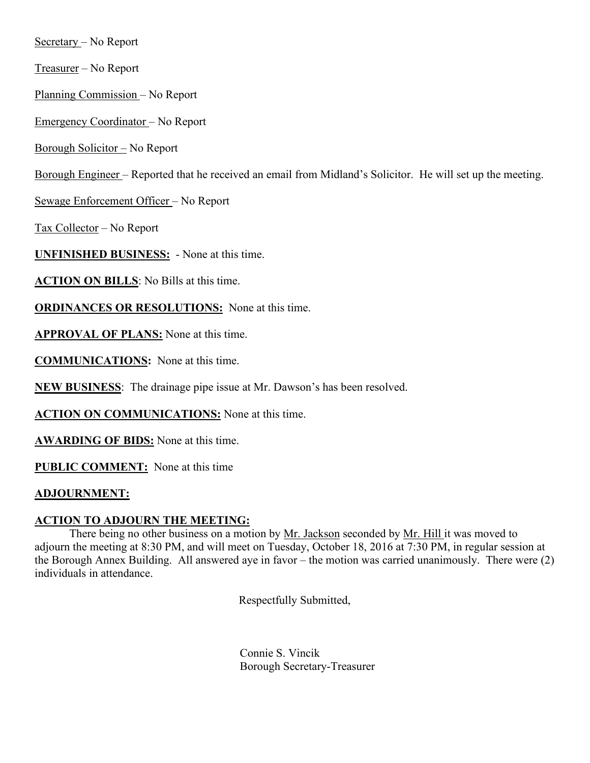Secretary – No Report

Treasurer – No Report

Planning Commission – No Report

Emergency Coordinator – No Report

Borough Solicitor – No Report

Borough Engineer – Reported that he received an email from Midland's Solicitor. He will set up the meeting.

Sewage Enforcement Officer – No Report

Tax Collector – No Report

**UNFINISHED BUSINESS:** - None at this time.

**ACTION ON BILLS**: No Bills at this time.

**ORDINANCES OR RESOLUTIONS:** None at this time.

**APPROVAL OF PLANS:** None at this time.

**COMMUNICATIONS:** None at this time.

**NEW BUSINESS**: The drainage pipe issue at Mr. Dawson's has been resolved.

**ACTION ON COMMUNICATIONS:** None at this time.

**AWARDING OF BIDS:** None at this time.

**PUBLIC COMMENT:** None at this time

**ADJOURNMENT:**

**ACTION TO ADJOURN THE MEETING:**

There being no other business on a motion by Mr. Jackson seconded by Mr. Hill it was moved to adjourn the meeting at 8:30 PM, and will meet on Tuesday, October 18, 2016 at 7:30 PM, in regular session at the Borough Annex Building. All answered aye in favor – the motion was carried unanimously. There were (2) individuals in attendance.

Respectfully Submitted,

Connie S. Vincik
Borough Secretary-Treasurer